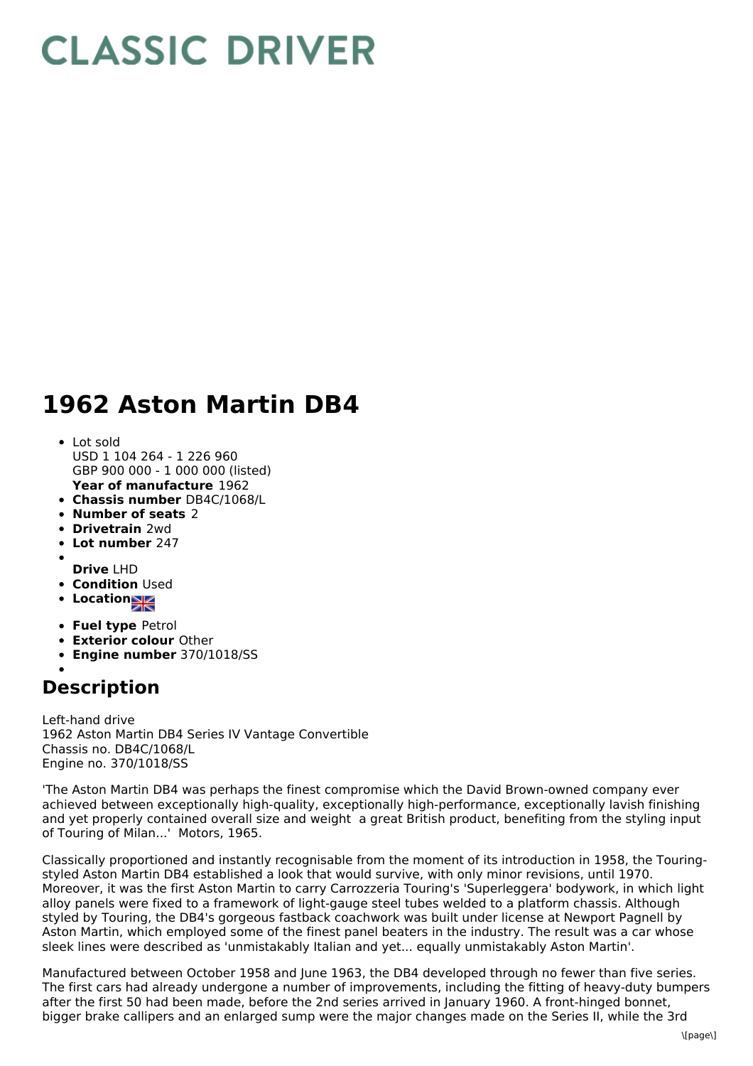// CLASSIC DRIVER

# 1962 Aston Martin DB4

- Lot sold
  USD 1 104 264 - 1 226 960
  GBP 900 000 - 1 000 000 (listed)
  **Year of manufacture** 1962
- **Chassis number** DB4C/1068/L
- **Number of seats** 2
- **Drivetrain** 2wd
- **Lot number** 247
- 
  **Drive** LHD
- **Condition** Used
- **Location**
- **Fuel type** Petrol
- **Exterior colour** Other
- **Engine number** 370/1018/SS
- 

## Description

Left-hand drive
1962 Aston Martin DB4 Series IV Vantage Convertible
Chassis no. DB4C/1068/L
Engine no. 370/1018/SS

'The Aston Martin DB4 was perhaps the finest compromise which the David Brown-owned company ever achieved between exceptionally high-quality, exceptionally high-performance, exceptionally lavish finishing and yet properly contained overall size and weight  a great British product, benefiting from the styling input of Touring of Milan...'  Motors, 1965.

Classically proportioned and instantly recognisable from the moment of its introduction in 1958, the Touring-styled Aston Martin DB4 established a look that would survive, with only minor revisions, until 1970. Moreover, it was the first Aston Martin to carry Carrozzeria Touring's 'Superleggera' bodywork, in which light alloy panels were fixed to a framework of light-gauge steel tubes welded to a platform chassis. Although styled by Touring, the DB4's gorgeous fastback coachwork was built under license at Newport Pagnell by Aston Martin, which employed some of the finest panel beaters in the industry. The result was a car whose sleek lines were described as 'unmistakably Italian and yet... equally unmistakably Aston Martin'.

Manufactured between October 1958 and June 1963, the DB4 developed through no fewer than five series. The first cars had already undergone a number of improvements, including the fitting of heavy-duty bumpers after the first 50 had been made, before the 2nd series arrived in January 1960. A front-hinged bonnet, bigger brake callipers and an enlarged sump were the major changes made on the Series II, while the 3rd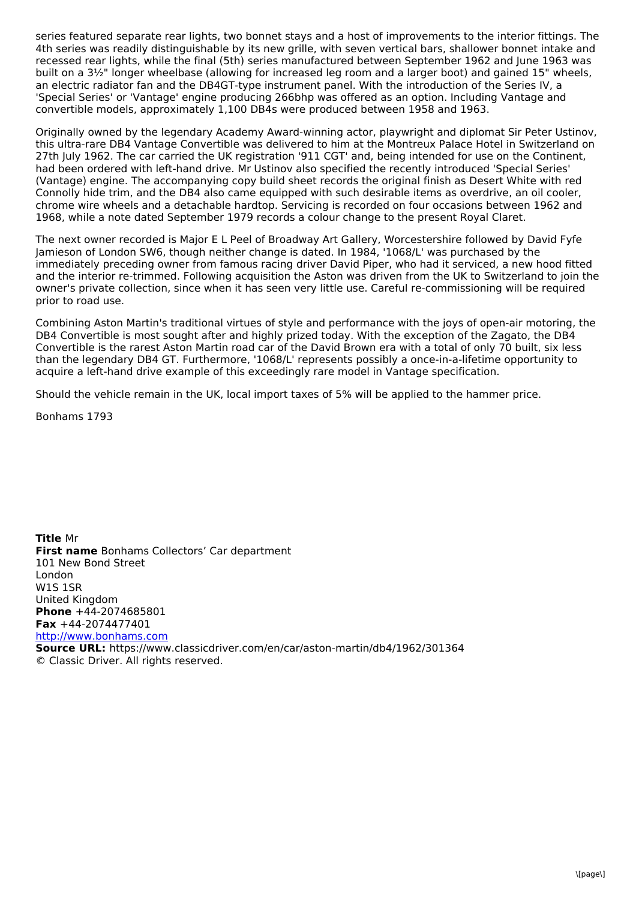series featured separate rear lights, two bonnet stays and a host of improvements to the interior fittings. The 4th series was readily distinguishable by its new grille, with seven vertical bars, shallower bonnet intake and recessed rear lights, while the final (5th) series manufactured between September 1962 and June 1963 was built on a 3½" longer wheelbase (allowing for increased leg room and a larger boot) and gained 15" wheels, an electric radiator fan and the DB4GT-type instrument panel. With the introduction of the Series IV, a 'Special Series' or 'Vantage' engine producing 266bhp was offered as an option. Including Vantage and convertible models, approximately 1,100 DB4s were produced between 1958 and 1963.

Originally owned by the legendary Academy Award-winning actor, playwright and diplomat Sir Peter Ustinov, this ultra-rare DB4 Vantage Convertible was delivered to him at the Montreux Palace Hotel in Switzerland on 27th July 1962. The car carried the UK registration '911 CGT' and, being intended for use on the Continent, had been ordered with left-hand drive. Mr Ustinov also specified the recently introduced 'Special Series' (Vantage) engine. The accompanying copy build sheet records the original finish as Desert White with red Connolly hide trim, and the DB4 also came equipped with such desirable items as overdrive, an oil cooler, chrome wire wheels and a detachable hardtop. Servicing is recorded on four occasions between 1962 and 1968, while a note dated September 1979 records a colour change to the present Royal Claret.

The next owner recorded is Major E L Peel of Broadway Art Gallery, Worcestershire followed by David Fyfe Jamieson of London SW6, though neither change is dated. In 1984, '1068/L' was purchased by the immediately preceding owner from famous racing driver David Piper, who had it serviced, a new hood fitted and the interior re-trimmed. Following acquisition the Aston was driven from the UK to Switzerland to join the owner's private collection, since when it has seen very little use. Careful re-commissioning will be required prior to road use.

Combining Aston Martin's traditional virtues of style and performance with the joys of open-air motoring, the DB4 Convertible is most sought after and highly prized today. With the exception of the Zagato, the DB4 Convertible is the rarest Aston Martin road car of the David Brown era with a total of only 70 built, six less than the legendary DB4 GT. Furthermore, '1068/L' represents possibly a once-in-a-lifetime opportunity to acquire a left-hand drive example of this exceedingly rare model in Vantage specification.

Should the vehicle remain in the UK, local import taxes of 5% will be applied to the hammer price.

Bonhams 1793

**Title** Mr
**First name** Bonhams Collectors' Car department
101 New Bond Street
London
W1S 1SR
United Kingdom
**Phone** +44-2074685801
**Fax** +44-2074477401
http://www.bonhams.com
**Source URL:** https://www.classicdriver.com/en/car/aston-martin/db4/1962/301364
© Classic Driver. All rights reserved.